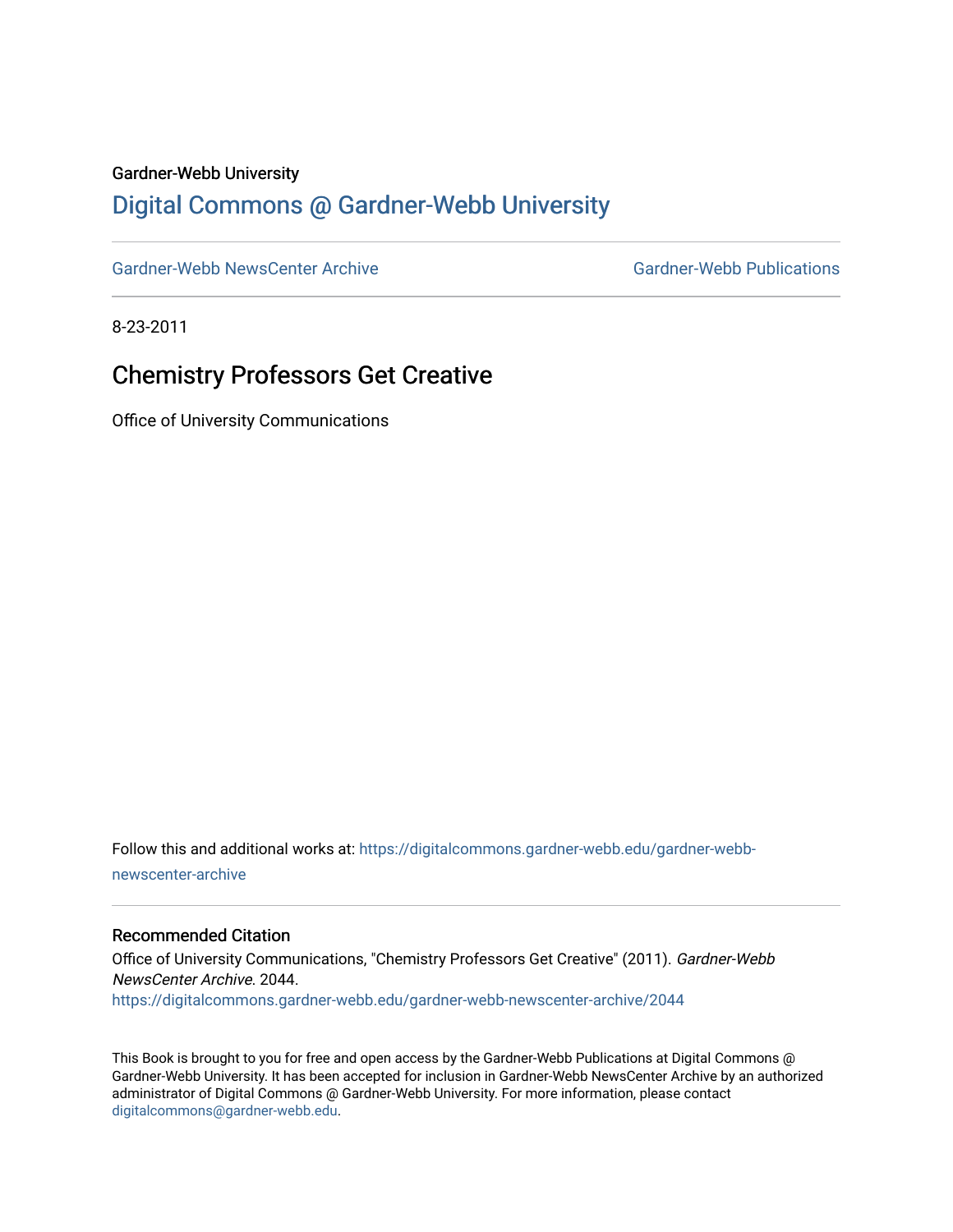Gardner-Webb University

## Digital Commons @ Gardner-Webb University

Gardner-Webb NewsCenter Archive | Gardner-Webb Publications

8-23-2011

# Chemistry Professors Get Creative

Office of University Communications

Follow this and additional works at: https://digitalcommons.gardner-webb.edu/gardner-webb-newscenter-archive

### Recommended Citation

Office of University Communications, "Chemistry Professors Get Creative" (2011). *Gardner-Webb NewsCenter Archive*. 2044.
https://digitalcommons.gardner-webb.edu/gardner-webb-newscenter-archive/2044

This Book is brought to you for free and open access by the Gardner-Webb Publications at Digital Commons @ Gardner-Webb University. It has been accepted for inclusion in Gardner-Webb NewsCenter Archive by an authorized administrator of Digital Commons @ Gardner-Webb University. For more information, please contact digitalcommons@gardner-webb.edu.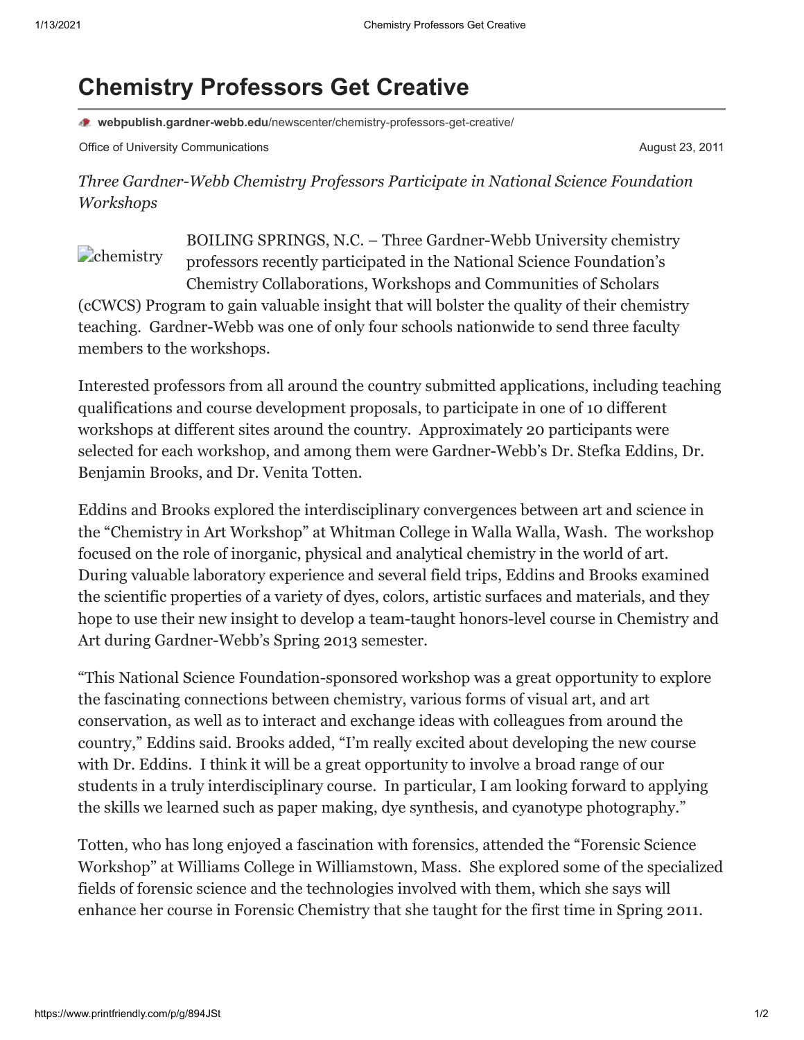# Chemistry Professors Get Creative

webpublish.gardner-webb.edu/newscenter/chemistry-professors-get-creative/

Office of University Communications

August 23, 2011

*Three Gardner-Webb Chemistry Professors Participate in National Science Foundation Workshops*

BOILING SPRINGS, N.C. – Three Gardner-Webb University chemistry professors recently participated in the National Science Foundation's Chemistry Collaborations, Workshops and Communities of Scholars (cCWCS) Program to gain valuable insight that will bolster the quality of their chemistry teaching. Gardner-Webb was one of only four schools nationwide to send three faculty members to the workshops.

Interested professors from all around the country submitted applications, including teaching qualifications and course development proposals, to participate in one of 10 different workshops at different sites around the country. Approximately 20 participants were selected for each workshop, and among them were Gardner-Webb's Dr. Stefka Eddins, Dr. Benjamin Brooks, and Dr. Venita Totten.

Eddins and Brooks explored the interdisciplinary convergences between art and science in the "Chemistry in Art Workshop" at Whitman College in Walla Walla, Wash. The workshop focused on the role of inorganic, physical and analytical chemistry in the world of art. During valuable laboratory experience and several field trips, Eddins and Brooks examined the scientific properties of a variety of dyes, colors, artistic surfaces and materials, and they hope to use their new insight to develop a team-taught honors-level course in Chemistry and Art during Gardner-Webb's Spring 2013 semester.

"This National Science Foundation-sponsored workshop was a great opportunity to explore the fascinating connections between chemistry, various forms of visual art, and art conservation, as well as to interact and exchange ideas with colleagues from around the country," Eddins said. Brooks added, "I'm really excited about developing the new course with Dr. Eddins. I think it will be a great opportunity to involve a broad range of our students in a truly interdisciplinary course. In particular, I am looking forward to applying the skills we learned such as paper making, dye synthesis, and cyanotype photography."

Totten, who has long enjoyed a fascination with forensics, attended the "Forensic Science Workshop" at Williams College in Williamstown, Mass. She explored some of the specialized fields of forensic science and the technologies involved with them, which she says will enhance her course in Forensic Chemistry that she taught for the first time in Spring 2011.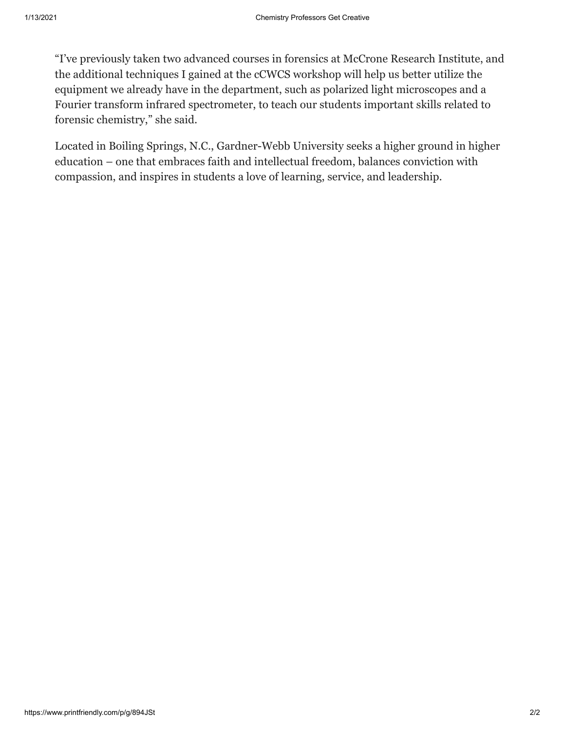"I've previously taken two advanced courses in forensics at McCrone Research Institute, and the additional techniques I gained at the cCWCS workshop will help us better utilize the equipment we already have in the department, such as polarized light microscopes and a Fourier transform infrared spectrometer, to teach our students important skills related to forensic chemistry," she said.

Located in Boiling Springs, N.C., Gardner-Webb University seeks a higher ground in higher education – one that embraces faith and intellectual freedom, balances conviction with compassion, and inspires in students a love of learning, service, and leadership.